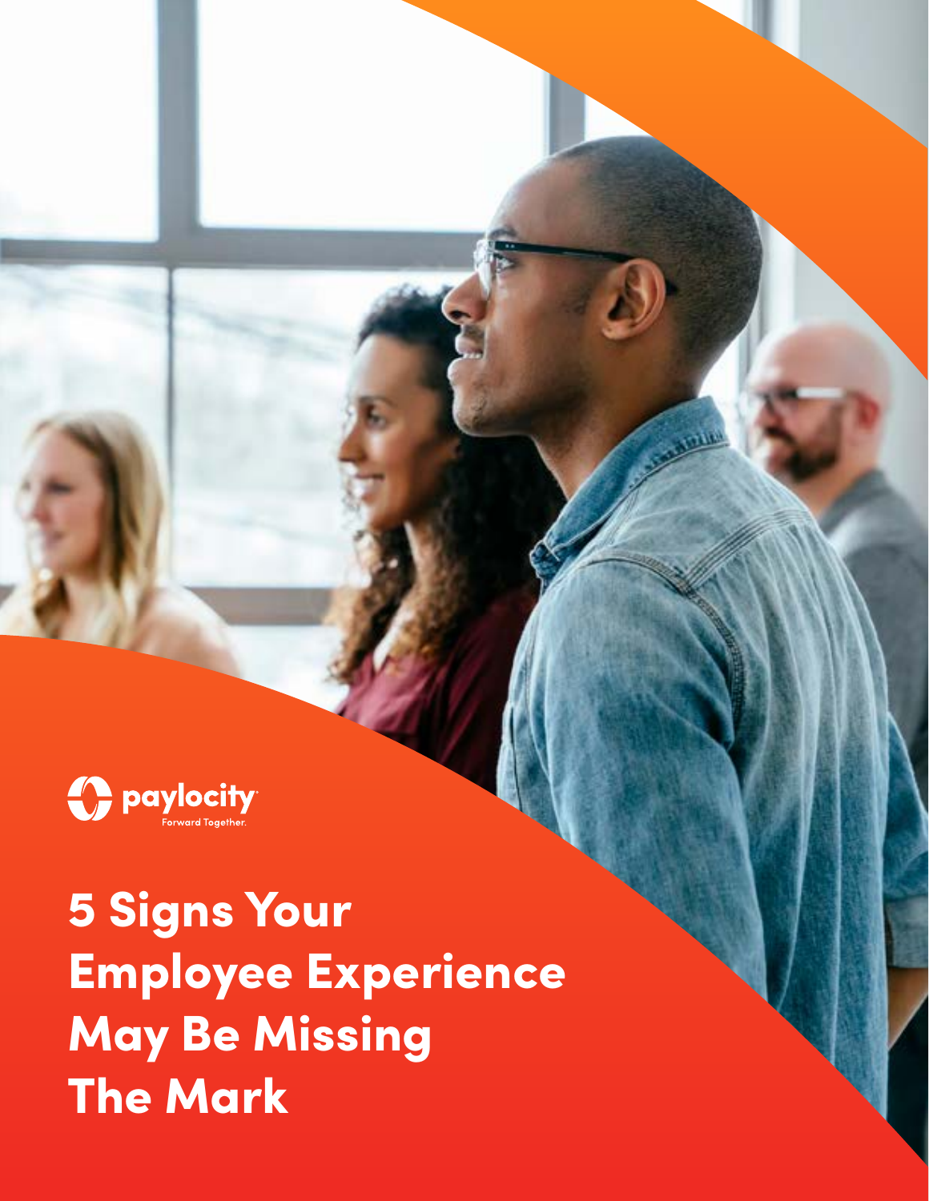paylocity
Forward Together.

# 5 Signs Your Employee Experience May Be Missing The Mark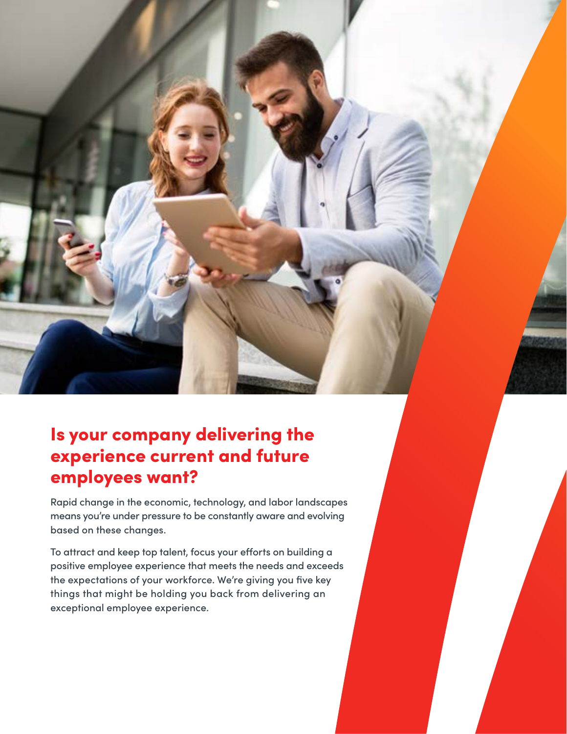## Is your company delivering the experience current and future employees want?

Rapid change in the economic, technology, and labor landscapes means you're under pressure to be constantly aware and evolving based on these changes.

To attract and keep top talent, focus your efforts on building a positive employee experience that meets the needs and exceeds the expectations of your workforce. We're giving you five key things that might be holding you back from delivering an exceptional employee experience.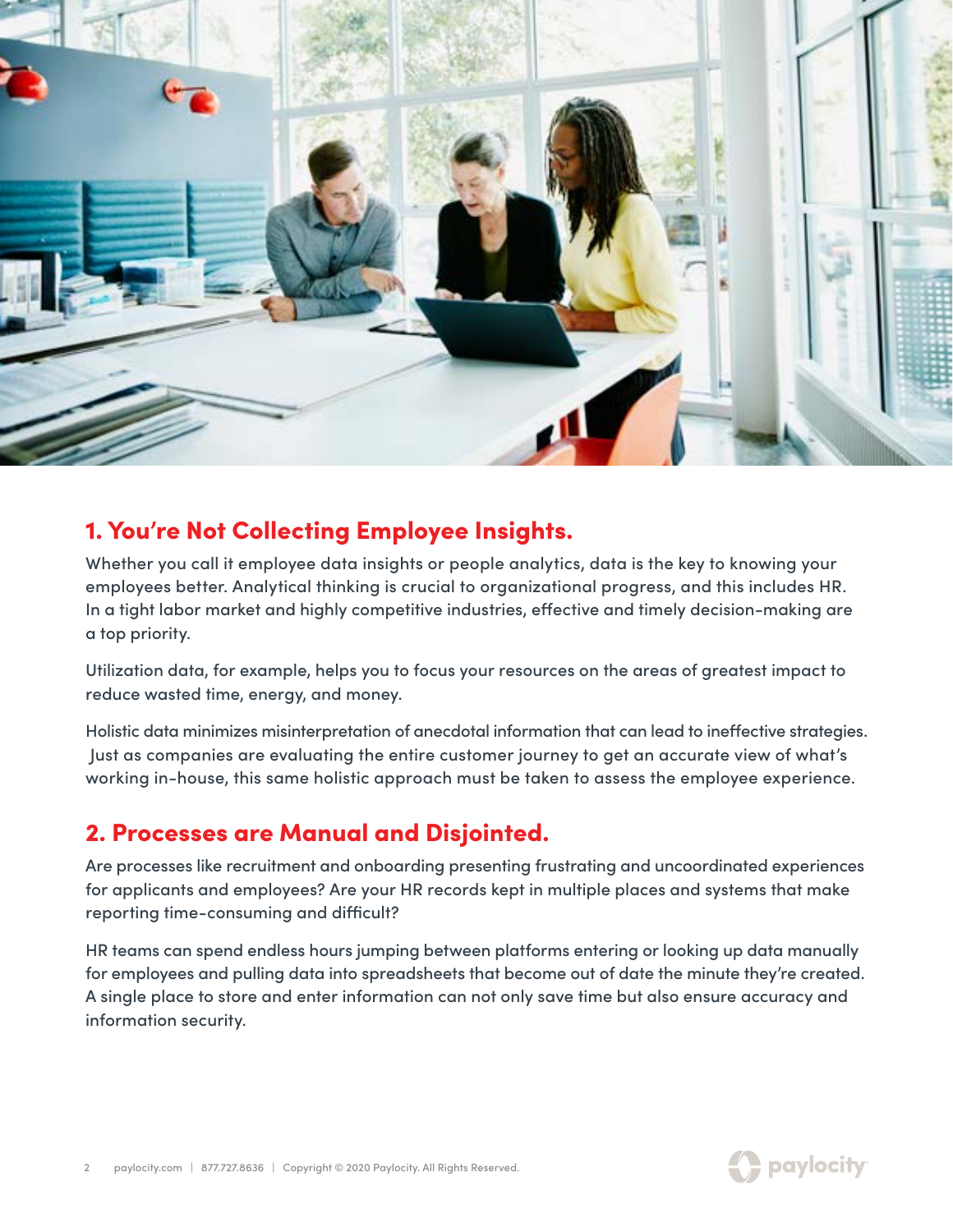## 1. You're Not Collecting Employee Insights.

Whether you call it employee data insights or people analytics, data is the key to knowing your employees better. Analytical thinking is crucial to organizational progress, and this includes HR. In a tight labor market and highly competitive industries, effective and timely decision-making are a top priority.

Utilization data, for example, helps you to focus your resources on the areas of greatest impact to reduce wasted time, energy, and money.

Holistic data minimizes misinterpretation of anecdotal information that can lead to ineffective strategies. Just as companies are evaluating the entire customer journey to get an accurate view of what's working in-house, this same holistic approach must be taken to assess the employee experience.

## 2. Processes are Manual and Disjointed.

Are processes like recruitment and onboarding presenting frustrating and uncoordinated experiences for applicants and employees? Are your HR records kept in multiple places and systems that make reporting time-consuming and difficult?

HR teams can spend endless hours jumping between platforms entering or looking up data manually for employees and pulling data into spreadsheets that become out of date the minute they're created. A single place to store and enter information can not only save time but also ensure accuracy and information security.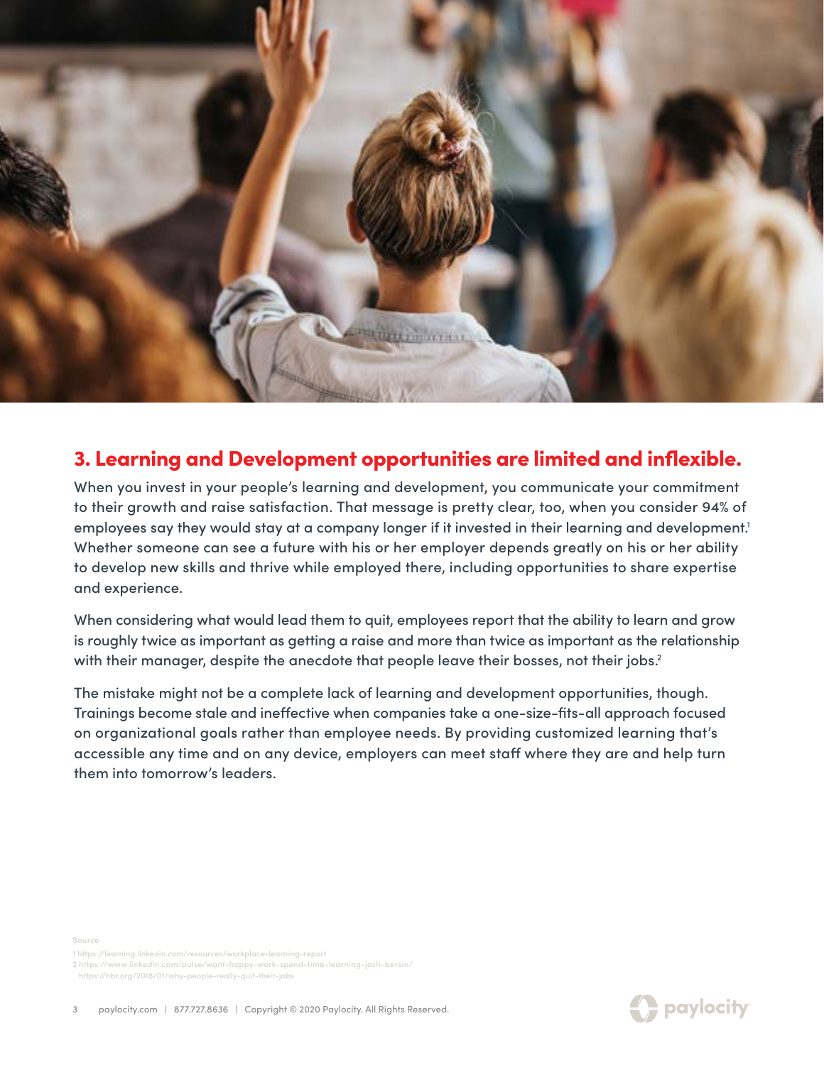## 3. Learning and Development opportunities are limited and inflexible.

When you invest in your people's learning and development, you communicate your commitment to their growth and raise satisfaction. That message is pretty clear, too, when you consider 94% of employees say they would stay at a company longer if it invested in their learning and development.[1] Whether someone can see a future with his or her employer depends greatly on his or her ability to develop new skills and thrive while employed there, including opportunities to share expertise and experience.

When considering what would lead them to quit, employees report that the ability to learn and grow is roughly twice as important as getting a raise and more than twice as important as the relationship with their manager, despite the anecdote that people leave their bosses, not their jobs.[2]

The mistake might not be a complete lack of learning and development opportunities, though. Trainings become stale and ineffective when companies take a one-size-fits-all approach focused on organizational goals rather than employee needs. By providing customized learning that's accessible any time and on any device, employers can meet staff where they are and help turn them into tomorrow's leaders.

Source

1 https://learning.linkedin.com/resources/workplace-learning-report
2 https://www.linkedin.com/pulse/want-happy-work-spend-time-learning-josh-bersin/
https://hbr.org/2018/01/why-people-really-quit-their-jobs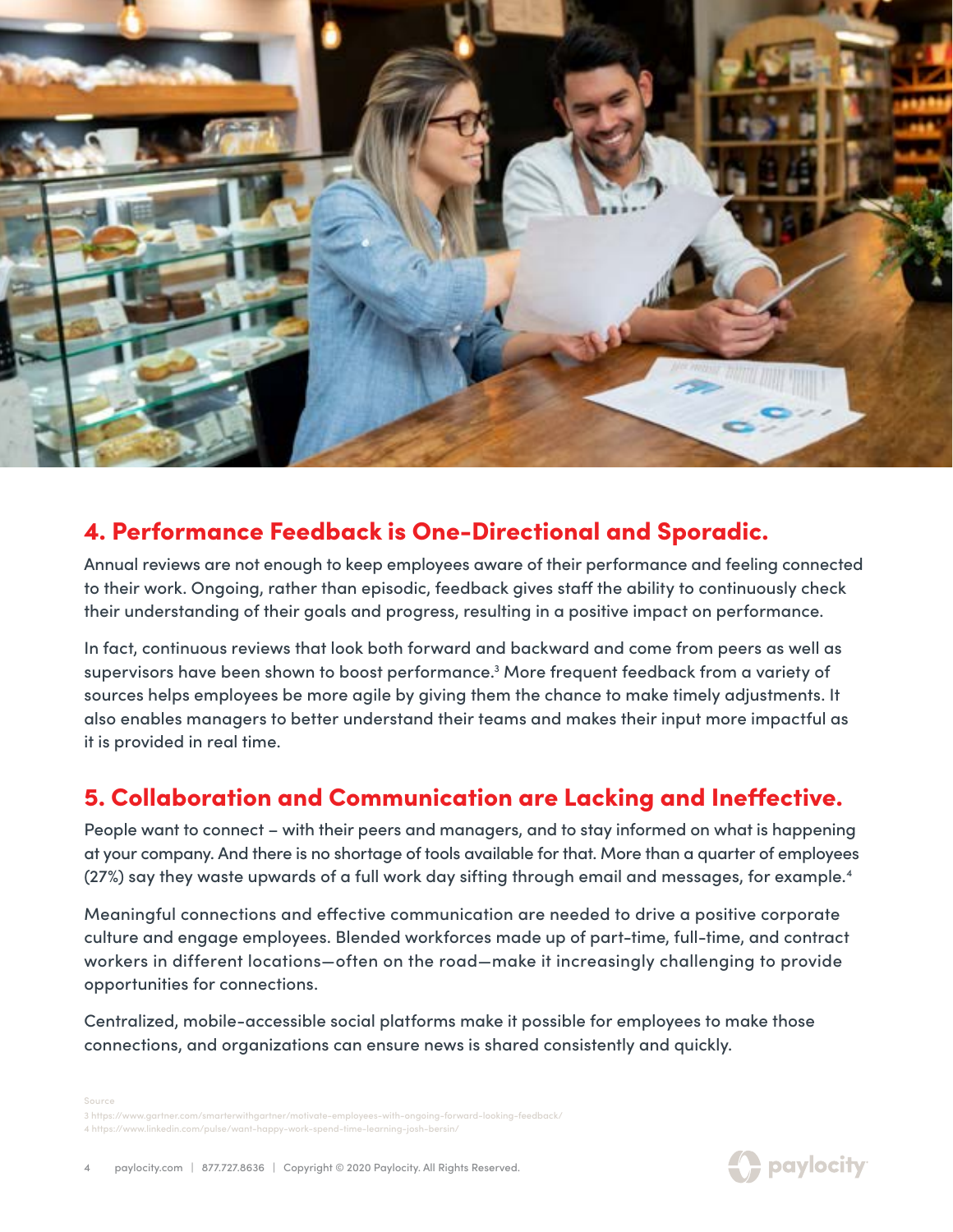## 4. Performance Feedback is One-Directional and Sporadic.

Annual reviews are not enough to keep employees aware of their performance and feeling connected to their work. Ongoing, rather than episodic, feedback gives staff the ability to continuously check their understanding of their goals and progress, resulting in a positive impact on performance.

In fact, continuous reviews that look both forward and backward and come from peers as well as supervisors have been shown to boost performance.[3] More frequent feedback from a variety of sources helps employees be more agile by giving them the chance to make timely adjustments. It also enables managers to better understand their teams and makes their input more impactful as it is provided in real time.

## 5. Collaboration and Communication are Lacking and Ineffective.

People want to connect – with their peers and managers, and to stay informed on what is happening at your company. And there is no shortage of tools available for that. More than a quarter of employees (27%) say they waste upwards of a full work day sifting through email and messages, for example.[4]

Meaningful connections and effective communication are needed to drive a positive corporate culture and engage employees. Blended workforces made up of part-time, full-time, and contract workers in different locations—often on the road—make it increasingly challenging to provide opportunities for connections.

Centralized, mobile-accessible social platforms make it possible for employees to make those connections, and organizations can ensure news is shared consistently and quickly.

Source

3 https://www.gartner.com/smarterwithgartner/motivate-employees-with-ongoing-forward-looking-feedback/

4 https://www.linkedin.com/pulse/want-happy-work-spend-time-learning-josh-bersin/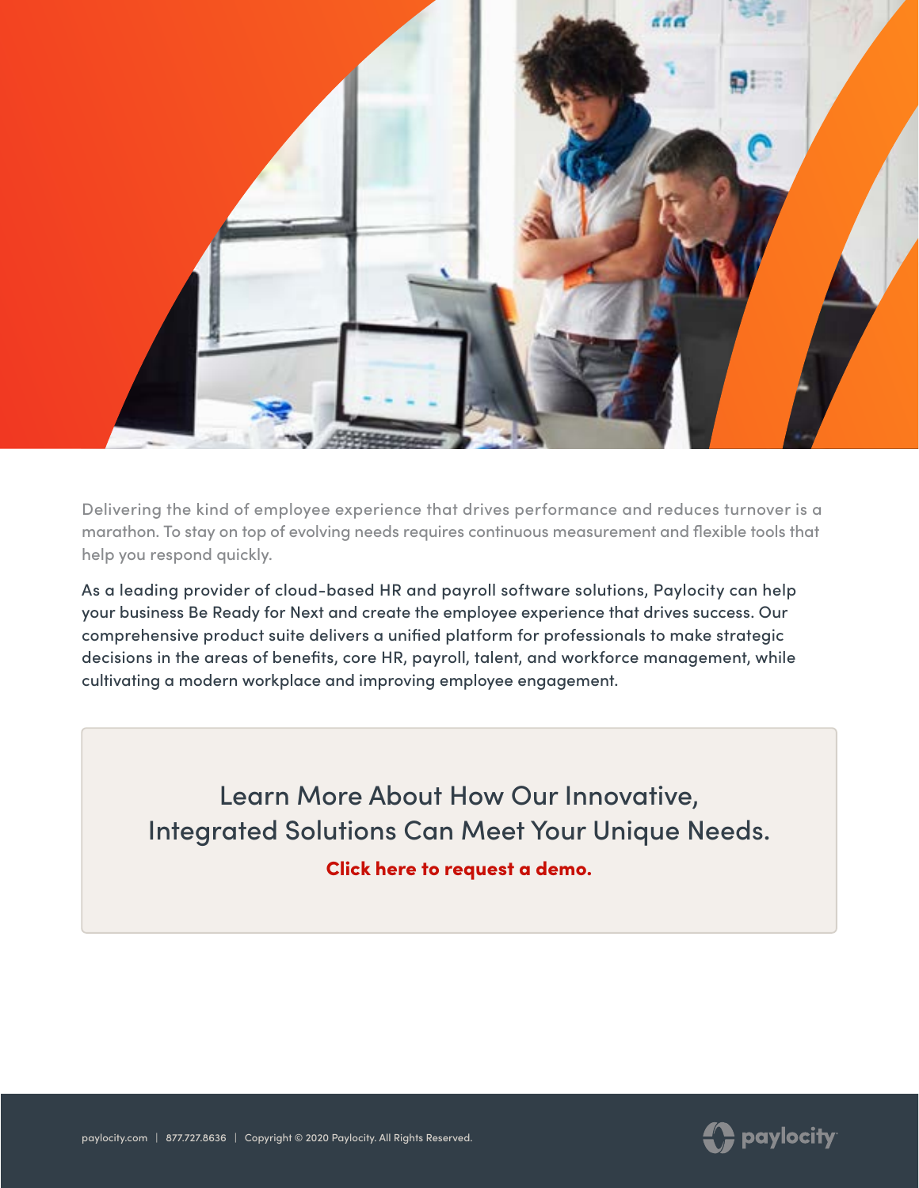Delivering the kind of employee experience that drives performance and reduces turnover is a marathon. To stay on top of evolving needs requires continuous measurement and flexible tools that help you respond quickly.

As a leading provider of cloud-based HR and payroll software solutions, Paylocity can help your business Be Ready for Next and create the employee experience that drives success. Our comprehensive product suite delivers a unified platform for professionals to make strategic decisions in the areas of benefits, core HR, payroll, talent, and workforce management, while cultivating a modern workplace and improving employee engagement.

## Learn More About How Our Innovative, Integrated Solutions Can Meet Your Unique Needs.

**Click here to request a demo.**

paylocity.com | 877.727.8636 | Copyright © 2020 Paylocity. All Rights Reserved.